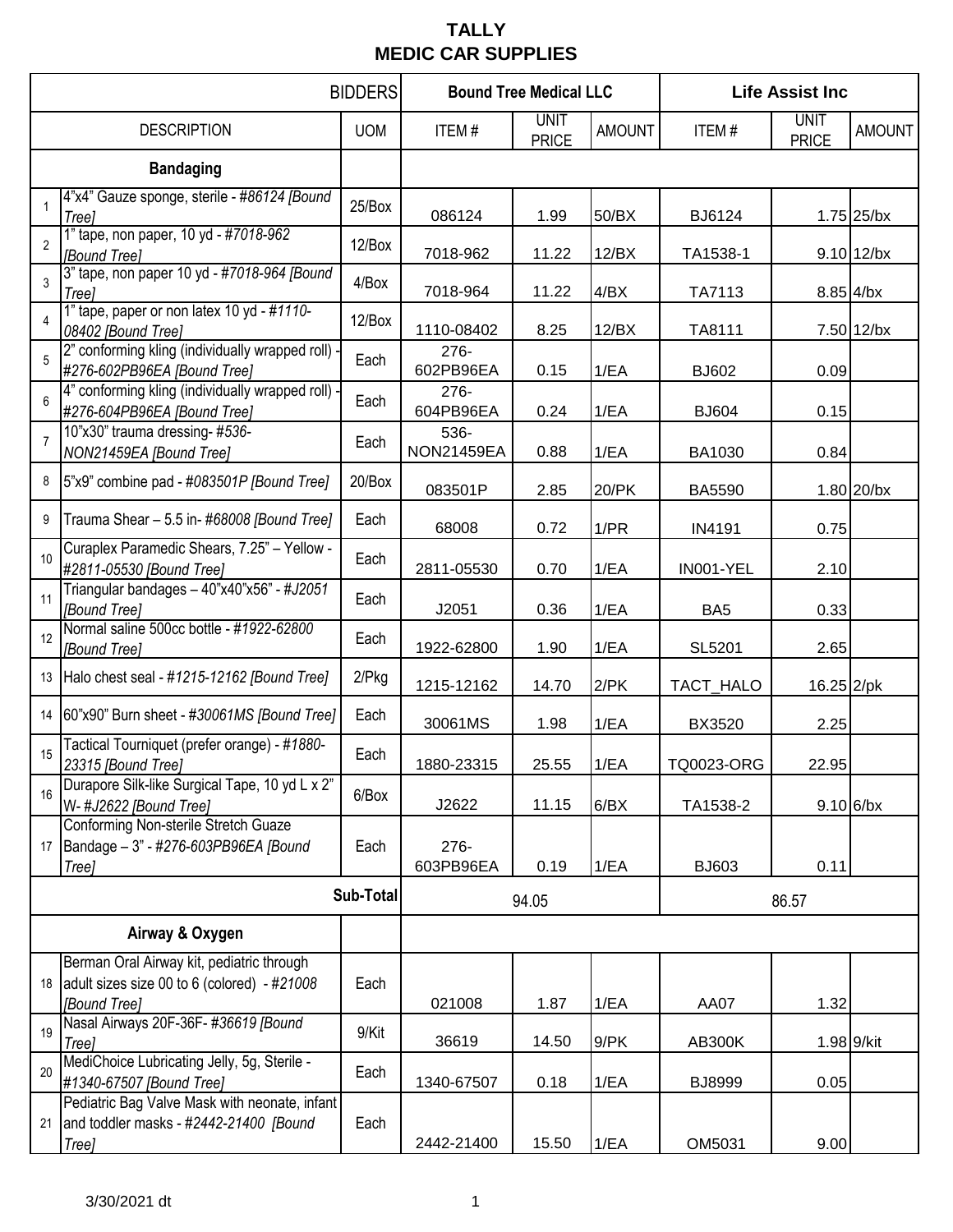# TALLY
## MEDIC CAR SUPPLIES

| | BIDDERS | | Bound Tree Medical LLC | | | Life Assist Inc | | |
|---|---|---|---|---|---|---|---|---|
| | DESCRIPTION | UOM | ITEM # | UNIT PRICE | AMOUNT | ITEM # | UNIT PRICE | AMOUNT |
| | **Bandaging** | | | | | | | |
| 1 | 4"x4" Gauze sponge, sterile - *#86124 [Bound Tree]* | 25/Box | 086124 | 1.99 | 50/BX | BJ6124 | 1.75 | 25/bx |
| 2 | 1" tape, non paper, 10 yd - *#7018-962 [Bound Tree]* | 12/Box | 7018-962 | 11.22 | 12/BX | TA1538-1 | 9.10 | 12/bx |
| 3 | 3" tape, non paper 10 yd - *#7018-964 [Bound Tree]* | 4/Box | 7018-964 | 11.22 | 4/BX | TA7113 | 8.85 | 4/bx |
| 4 | 1" tape, paper or non latex 10 yd - *#1110-08402 [Bound Tree]* | 12/Box | 1110-08402 | 8.25 | 12/BX | TA8111 | 7.50 | 12/bx |
| 5 | 2" conforming kling (individually wrapped roll) - *#276-602PB96EA [Bound Tree]* | Each | 276-602PB96EA | 0.15 | 1/EA | BJ602 | 0.09 | |
| 6 | 4" conforming kling (individually wrapped roll) - *#276-604PB96EA [Bound Tree]* | Each | 276-604PB96EA | 0.24 | 1/EA | BJ604 | 0.15 | |
| 7 | 10"x30" trauma dressing- *#536-NON21459EA [Bound Tree]* | Each | 536-NON21459EA | 0.88 | 1/EA | BA1030 | 0.84 | |
| 8 | 5"x9" combine pad - *#083501P [Bound Tree]* | 20/Box | 083501P | 2.85 | 20/PK | BA5590 | 1.80 | 20/bx |
| 9 | Trauma Shear – 5.5 in- *#68008 [Bound Tree]* | Each | 68008 | 0.72 | 1/PR | IN4191 | 0.75 | |
| 10 | Curaplex Paramedic Shears, 7.25" – Yellow - *#2811-05530 [Bound Tree]* | Each | 2811-05530 | 0.70 | 1/EA | IN001-YEL | 2.10 | |
| 11 | Triangular bandages – 40"x40"x56" - *#J2051 [Bound Tree]* | Each | J2051 | 0.36 | 1/EA | BA5 | 0.33 | |
| 12 | Normal saline 500cc bottle - *#1922-62800 [Bound Tree]* | Each | 1922-62800 | 1.90 | 1/EA | SL5201 | 2.65 | |
| 13 | Halo chest seal - *#1215-12162 [Bound Tree]* | 2/Pkg | 1215-12162 | 14.70 | 2/PK | TACT_HALO | 16.25 | 2/pk |
| 14 | 60"x90" Burn sheet - *#30061MS [Bound Tree]* | Each | 30061MS | 1.98 | 1/EA | BX3520 | 2.25 | |
| 15 | Tactical Tourniquet (prefer orange) - *#1880-23315 [Bound Tree]* | Each | 1880-23315 | 25.55 | 1/EA | TQ0023-ORG | 22.95 | |
| 16 | Durapore Silk-like Surgical Tape, 10 yd L x 2" W- *#J2622 [Bound Tree]* | 6/Box | J2622 | 11.15 | 6/BX | TA1538-2 | 9.10 | 6/bx |
| 17 | Conforming Non-sterile Stretch Guaze Bandage – 3" - *#276-603PB96EA [Bound Tree]* | Each | 276-603PB96EA | 0.19 | 1/EA | BJ603 | 0.11 | |
| | | **Sub-Total** | 94.05 | | | 86.57 | | |
| | **Airway & Oxygen** | | | | | | | |
| 18 | Berman Oral Airway kit, pediatric through adult sizes size 00 to 6 (colored) - *#21008 [Bound Tree]* | Each | 021008 | 1.87 | 1/EA | AA07 | 1.32 | |
| 19 | Nasal Airways 20F-36F- *#36619 [Bound Tree]* | 9/Kit | 36619 | 14.50 | 9/PK | AB300K | 1.98 | 9/kit |
| 20 | MediChoice Lubricating Jelly, 5g, Sterile - *#1340-67507 [Bound Tree]* | Each | 1340-67507 | 0.18 | 1/EA | BJ8999 | 0.05 | |
| 21 | Pediatric Bag Valve Mask with neonate, infant and toddler masks - *#2442-21400 [Bound Tree]* | Each | 2442-21400 | 15.50 | 1/EA | OM5031 | 9.00 | |

3/30/2021 dt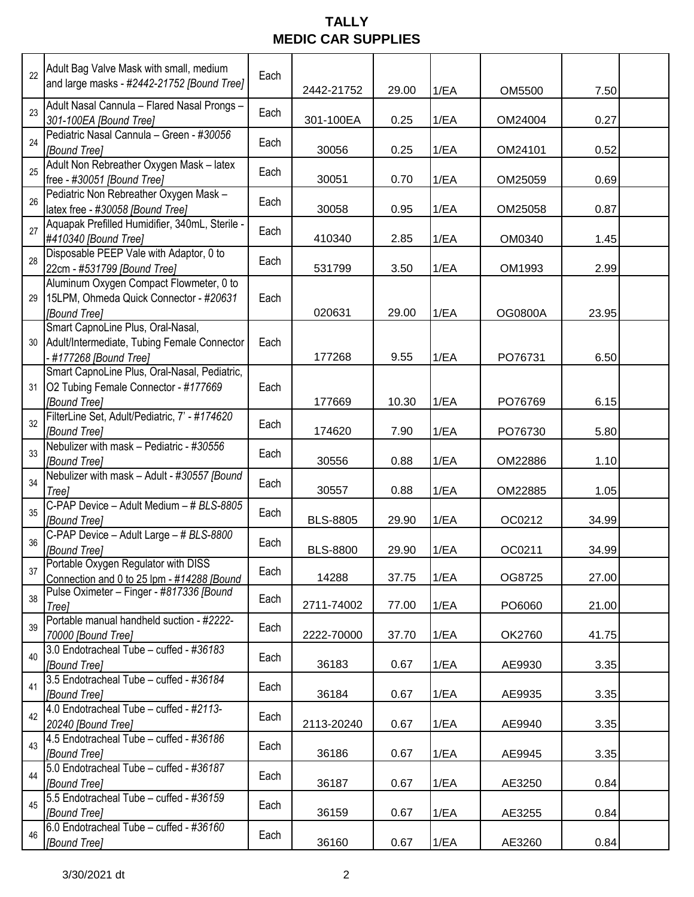# TALLY
## MEDIC CAR SUPPLIES

| | | | | | | | | |
|---|---|---|---|---|---|---|---|---|
| 22 | Adult Bag Valve Mask with small, medium and large masks - *#2442-21752 [Bound Tree]* | Each | 2442-21752 | 29.00 | 1/EA | OM5500 | 7.50 | |
| 23 | Adult Nasal Cannula – Flared Nasal Prongs – *301-100EA [Bound Tree]* | Each | 301-100EA | 0.25 | 1/EA | OM24004 | 0.27 | |
| 24 | Pediatric Nasal Cannula – Green - *#30056 [Bound Tree]* | Each | 30056 | 0.25 | 1/EA | OM24101 | 0.52 | |
| 25 | Adult Non Rebreather Oxygen Mask – latex free - *#30051 [Bound Tree]* | Each | 30051 | 0.70 | 1/EA | OM25059 | 0.69 | |
| 26 | Pediatric Non Rebreather Oxygen Mask – latex free - *#30058 [Bound Tree]* | Each | 30058 | 0.95 | 1/EA | OM25058 | 0.87 | |
| 27 | Aquapak Prefilled Humidifier, 340mL, Sterile - *#410340 [Bound Tree]* | Each | 410340 | 2.85 | 1/EA | OM0340 | 1.45 | |
| 28 | Disposable PEEP Vale with Adaptor, 0 to 22cm - *#531799 [Bound Tree]* | Each | 531799 | 3.50 | 1/EA | OM1993 | 2.99 | |
| 29 | Aluminum Oxygen Compact Flowmeter, 0 to 15LPM, Ohmeda Quick Connector - *#20631 [Bound Tree]* | Each | 020631 | 29.00 | 1/EA | OG0800A | 23.95 | |
| 30 | Smart CapnoLine Plus, Oral-Nasal, Adult/Intermediate, Tubing Female Connector - *#177268 [Bound Tree]* | Each | 177268 | 9.55 | 1/EA | PO76731 | 6.50 | |
| 31 | Smart CapnoLine Plus, Oral-Nasal, Pediatric, O2 Tubing Female Connector - *#177669 [Bound Tree]* | Each | 177669 | 10.30 | 1/EA | PO76769 | 6.15 | |
| 32 | FilterLine Set, Adult/Pediatric, 7' - *#174620 [Bound Tree]* | Each | 174620 | 7.90 | 1/EA | PO76730 | 5.80 | |
| 33 | Nebulizer with mask – Pediatric - *#30556 [Bound Tree]* | Each | 30556 | 0.88 | 1/EA | OM22886 | 1.10 | |
| 34 | Nebulizer with mask – Adult - *#30557 [Bound Tree]* | Each | 30557 | 0.88 | 1/EA | OM22885 | 1.05 | |
| 35 | C-PAP Device – Adult Medium – *# BLS-8805 [Bound Tree]* | Each | BLS-8805 | 29.90 | 1/EA | OC0212 | 34.99 | |
| 36 | C-PAP Device – Adult Large – *# BLS-8800 [Bound Tree]* | Each | BLS-8800 | 29.90 | 1/EA | OC0211 | 34.99 | |
| 37 | Portable Oxygen Regulator with DISS Connection and 0 to 25 lpm - *#14288 [Bound* | Each | 14288 | 37.75 | 1/EA | OG8725 | 27.00 | |
| 38 | Pulse Oximeter – Finger - *#817336 [Bound Tree]* | Each | 2711-74002 | 77.00 | 1/EA | PO6060 | 21.00 | |
| 39 | Portable manual handheld suction - *#2222-70000 [Bound Tree]* | Each | 2222-70000 | 37.70 | 1/EA | OK2760 | 41.75 | |
| 40 | 3.0 Endotracheal Tube – cuffed - *#36183 [Bound Tree]* | Each | 36183 | 0.67 | 1/EA | AE9930 | 3.35 | |
| 41 | 3.5 Endotracheal Tube – cuffed - *#36184 [Bound Tree]* | Each | 36184 | 0.67 | 1/EA | AE9935 | 3.35 | |
| 42 | 4.0 Endotracheal Tube – cuffed - *#2113-20240 [Bound Tree]* | Each | 2113-20240 | 0.67 | 1/EA | AE9940 | 3.35 | |
| 43 | 4.5 Endotracheal Tube – cuffed - *#36186 [Bound Tree]* | Each | 36186 | 0.67 | 1/EA | AE9945 | 3.35 | |
| 44 | 5.0 Endotracheal Tube – cuffed - *#36187 [Bound Tree]* | Each | 36187 | 0.67 | 1/EA | AE3250 | 0.84 | |
| 45 | 5.5 Endotracheal Tube – cuffed - *#36159 [Bound Tree]* | Each | 36159 | 0.67 | 1/EA | AE3255 | 0.84 | |
| 46 | 6.0 Endotracheal Tube – cuffed - *#36160 [Bound Tree]* | Each | 36160 | 0.67 | 1/EA | AE3260 | 0.84 | |

3/30/2021 dt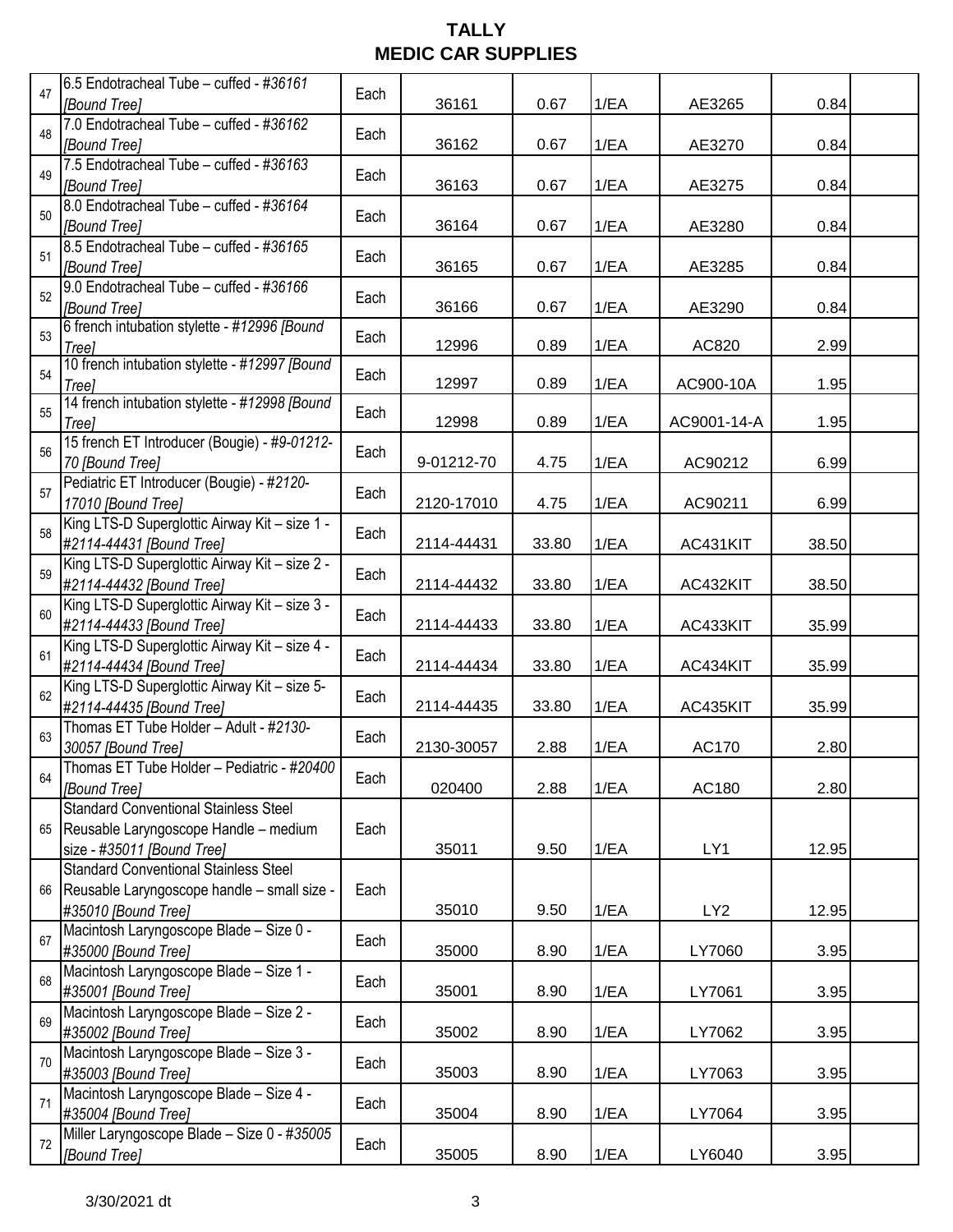# TALLY
## MEDIC CAR SUPPLIES

| | | | | | | | | |
|---|---|---|---|---|---|---|---|---|
| 47 | 6.5 Endotracheal Tube – cuffed - *#36161 [Bound Tree]* | Each | 36161 | 0.67 | 1/EA | AE3265 | 0.84 | |
| 48 | 7.0 Endotracheal Tube – cuffed - *#36162 [Bound Tree]* | Each | 36162 | 0.67 | 1/EA | AE3270 | 0.84 | |
| 49 | 7.5 Endotracheal Tube – cuffed - *#36163 [Bound Tree]* | Each | 36163 | 0.67 | 1/EA | AE3275 | 0.84 | |
| 50 | 8.0 Endotracheal Tube – cuffed - *#36164 [Bound Tree]* | Each | 36164 | 0.67 | 1/EA | AE3280 | 0.84 | |
| 51 | 8.5 Endotracheal Tube – cuffed - *#36165 [Bound Tree]* | Each | 36165 | 0.67 | 1/EA | AE3285 | 0.84 | |
| 52 | 9.0 Endotracheal Tube – cuffed - *#36166 [Bound Tree]* | Each | 36166 | 0.67 | 1/EA | AE3290 | 0.84 | |
| 53 | 6 french intubation stylette - *#12996 [Bound Tree]* | Each | 12996 | 0.89 | 1/EA | AC820 | 2.99 | |
| 54 | 10 french intubation stylette - *#12997 [Bound Tree]* | Each | 12997 | 0.89 | 1/EA | AC900-10A | 1.95 | |
| 55 | 14 french intubation stylette - *#12998 [Bound Tree]* | Each | 12998 | 0.89 | 1/EA | AC9001-14-A | 1.95 | |
| 56 | 15 french ET Introducer (Bougie) - *#9-01212-70 [Bound Tree]* | Each | 9-01212-70 | 4.75 | 1/EA | AC90212 | 6.99 | |
| 57 | Pediatric ET Introducer (Bougie) - *#2120-17010 [Bound Tree]* | Each | 2120-17010 | 4.75 | 1/EA | AC90211 | 6.99 | |
| 58 | King LTS-D Superglottic Airway Kit – size 1 - *#2114-44431 [Bound Tree]* | Each | 2114-44431 | 33.80 | 1/EA | AC431KIT | 38.50 | |
| 59 | King LTS-D Superglottic Airway Kit – size 2 - *#2114-44432 [Bound Tree]* | Each | 2114-44432 | 33.80 | 1/EA | AC432KIT | 38.50 | |
| 60 | King LTS-D Superglottic Airway Kit – size 3 - *#2114-44433 [Bound Tree]* | Each | 2114-44433 | 33.80 | 1/EA | AC433KIT | 35.99 | |
| 61 | King LTS-D Superglottic Airway Kit – size 4 - *#2114-44434 [Bound Tree]* | Each | 2114-44434 | 33.80 | 1/EA | AC434KIT | 35.99 | |
| 62 | King LTS-D Superglottic Airway Kit – size 5- *#2114-44435 [Bound Tree]* | Each | 2114-44435 | 33.80 | 1/EA | AC435KIT | 35.99 | |
| 63 | Thomas ET Tube Holder – Adult - *#2130-30057 [Bound Tree]* | Each | 2130-30057 | 2.88 | 1/EA | AC170 | 2.80 | |
| 64 | Thomas ET Tube Holder – Pediatric - *#20400 [Bound Tree]* | Each | 020400 | 2.88 | 1/EA | AC180 | 2.80 | |
| 65 | Standard Conventional Stainless Steel Reusable Laryngoscope Handle – medium size - *#35011 [Bound Tree]* | Each | 35011 | 9.50 | 1/EA | LY1 | 12.95 | |
| 66 | Standard Conventional Stainless Steel Reusable Laryngoscope handle – small size - *#35010 [Bound Tree]* | Each | 35010 | 9.50 | 1/EA | LY2 | 12.95 | |
| 67 | Macintosh Laryngoscope Blade – Size 0 - *#35000 [Bound Tree]* | Each | 35000 | 8.90 | 1/EA | LY7060 | 3.95 | |
| 68 | Macintosh Laryngoscope Blade – Size 1 - *#35001 [Bound Tree]* | Each | 35001 | 8.90 | 1/EA | LY7061 | 3.95 | |
| 69 | Macintosh Laryngoscope Blade – Size 2 - *#35002 [Bound Tree]* | Each | 35002 | 8.90 | 1/EA | LY7062 | 3.95 | |
| 70 | Macintosh Laryngoscope Blade – Size 3 - *#35003 [Bound Tree]* | Each | 35003 | 8.90 | 1/EA | LY7063 | 3.95 | |
| 71 | Macintosh Laryngoscope Blade – Size 4 - *#35004 [Bound Tree]* | Each | 35004 | 8.90 | 1/EA | LY7064 | 3.95 | |
| 72 | Miller Laryngoscope Blade – Size 0 - *#35005 [Bound Tree]* | Each | 35005 | 8.90 | 1/EA | LY6040 | 3.95 | |

3/30/2021 dt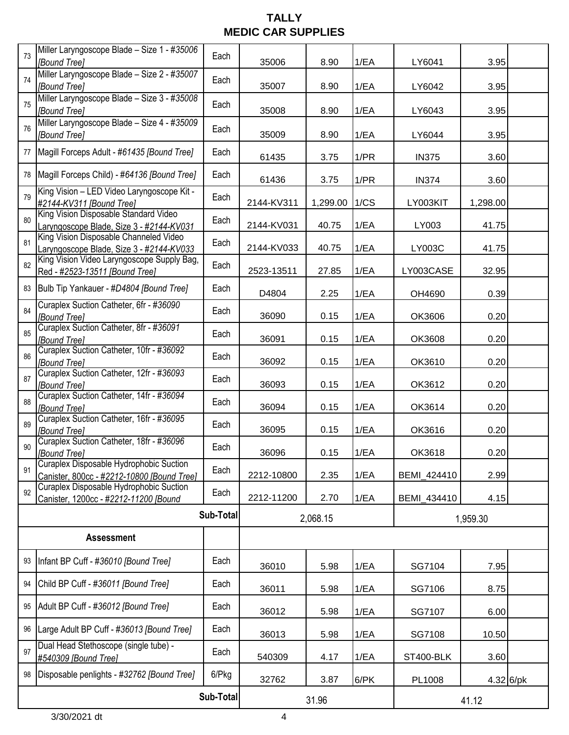# TALLY
## MEDIC CAR SUPPLIES

| | | | | | | | | |
|---|---|---|---|---|---|---|---|---|
| 73 | Miller Laryngoscope Blade – Size 1 - *#35006 [Bound Tree]* | Each | 35006 | 8.90 | 1/EA | LY6041 | 3.95 | |
| 74 | Miller Laryngoscope Blade – Size 2 - *#35007 [Bound Tree]* | Each | 35007 | 8.90 | 1/EA | LY6042 | 3.95 | |
| 75 | Miller Laryngoscope Blade – Size 3 - *#35008 [Bound Tree]* | Each | 35008 | 8.90 | 1/EA | LY6043 | 3.95 | |
| 76 | Miller Laryngoscope Blade – Size 4 - *#35009 [Bound Tree]* | Each | 35009 | 8.90 | 1/EA | LY6044 | 3.95 | |
| 77 | Magill Forceps Adult - *#61435 [Bound Tree]* | Each | 61435 | 3.75 | 1/PR | IN375 | 3.60 | |
| 78 | Magill Forceps Child) - *#64136 [Bound Tree]* | Each | 61436 | 3.75 | 1/PR | IN374 | 3.60 | |
| 79 | King Vision – LED Video Laryngoscope Kit - *#2144-KV311 [Bound Tree]* | Each | 2144-KV311 | 1,299.00 | 1/CS | LY003KIT | 1,298.00 | |
| 80 | King Vision Disposable Standard Video Laryngoscope Blade, Size 3 - *#2144-KV031* | Each | 2144-KV031 | 40.75 | 1/EA | LY003 | 41.75 | |
| 81 | King Vision Disposable Channeled Video Laryngoscope Blade, Size 3 - *#2144-KV033* | Each | 2144-KV033 | 40.75 | 1/EA | LY003C | 41.75 | |
| 82 | King Vision Video Laryngoscope Supply Bag, Red - *#2523-13511 [Bound Tree]* | Each | 2523-13511 | 27.85 | 1/EA | LY003CASE | 32.95 | |
| 83 | Bulb Tip Yankauer - *#D4804 [Bound Tree]* | Each | D4804 | 2.25 | 1/EA | OH4690 | 0.39 | |
| 84 | Curaplex Suction Catheter, 6fr - *#36090 [Bound Tree]* | Each | 36090 | 0.15 | 1/EA | OK3606 | 0.20 | |
| 85 | Curaplex Suction Catheter, 8fr - *#36091 [Bound Tree]* | Each | 36091 | 0.15 | 1/EA | OK3608 | 0.20 | |
| 86 | Curaplex Suction Catheter, 10fr - *#36092 [Bound Tree]* | Each | 36092 | 0.15 | 1/EA | OK3610 | 0.20 | |
| 87 | Curaplex Suction Catheter, 12fr - *#36093 [Bound Tree]* | Each | 36093 | 0.15 | 1/EA | OK3612 | 0.20 | |
| 88 | Curaplex Suction Catheter, 14fr - *#36094 [Bound Tree]* | Each | 36094 | 0.15 | 1/EA | OK3614 | 0.20 | |
| 89 | Curaplex Suction Catheter, 16fr - *#36095 [Bound Tree]* | Each | 36095 | 0.15 | 1/EA | OK3616 | 0.20 | |
| 90 | Curaplex Suction Catheter, 18fr - *#36096 [Bound Tree]* | Each | 36096 | 0.15 | 1/EA | OK3618 | 0.20 | |
| 91 | Curaplex Disposable Hydrophobic Suction Canister, 800cc - *#2212-10800 [Bound Tree]* | Each | 2212-10800 | 2.35 | 1/EA | BEMI_424410 | 2.99 | |
| 92 | Curaplex Disposable Hydrophobic Suction Canister, 1200cc - *#2212-11200 [Bound* | Each | 2212-11200 | 2.70 | 1/EA | BEMI_434410 | 4.15 | |
| | | **Sub-Total** | | 2,068.15 | | | 1,959.30 | |
| | **Assessment** | | | | | | | |
| 93 | Infant BP Cuff - *#36010 [Bound Tree]* | Each | 36010 | 5.98 | 1/EA | SG7104 | 7.95 | |
| 94 | Child BP Cuff - *#36011 [Bound Tree]* | Each | 36011 | 5.98 | 1/EA | SG7106 | 8.75 | |
| 95 | Adult BP Cuff - *#36012 [Bound Tree]* | Each | 36012 | 5.98 | 1/EA | SG7107 | 6.00 | |
| 96 | Large Adult BP Cuff - *#36013 [Bound Tree]* | Each | 36013 | 5.98 | 1/EA | SG7108 | 10.50 | |
| 97 | Dual Head Stethoscope (single tube) - *#540309 [Bound Tree]* | Each | 540309 | 4.17 | 1/EA | ST400-BLK | 3.60 | |
| 98 | Disposable penlights - *#32762 [Bound Tree]* | 6/Pkg | 32762 | 3.87 | 6/PK | PL1008 | 4.32 | 6/pk |
| | | **Sub-Total** | | 31.96 | | | 41.12 | |

3/30/2021 dt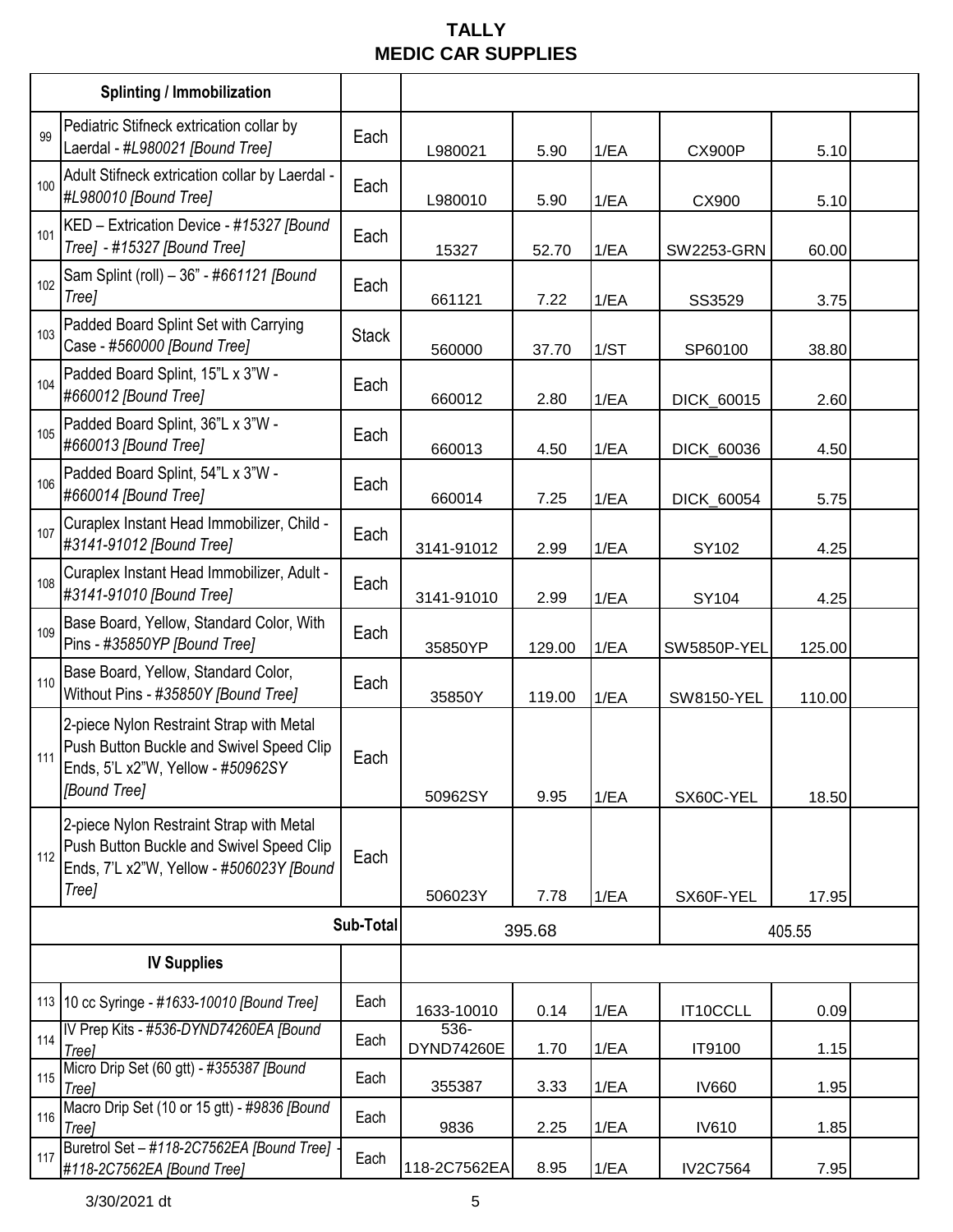# TALLY
## MEDIC CAR SUPPLIES

| | | | | | | | | |
|---|---|---|---|---|---|---|---|---|
| | **Splinting / Immobilization** | | | | | | | |
| 99 | Pediatric Stifneck extrication collar by Laerdal - *#L980021 [Bound Tree]* | Each | L980021 | 5.90 | 1/EA | CX900P | 5.10 | |
| 100 | Adult Stifneck extrication collar by Laerdal - *#L980010 [Bound Tree]* | Each | L980010 | 5.90 | 1/EA | CX900 | 5.10 | |
| 101 | KED – Extrication Device - *#15327 [Bound Tree] - #15327 [Bound Tree]* | Each | 15327 | 52.70 | 1/EA | SW2253-GRN | 60.00 | |
| 102 | Sam Splint (roll) – 36" - *#661121 [Bound Tree]* | Each | 661121 | 7.22 | 1/EA | SS3529 | 3.75 | |
| 103 | Padded Board Splint Set with Carrying Case - *#560000 [Bound Tree]* | Stack | 560000 | 37.70 | 1/ST | SP60100 | 38.80 | |
| 104 | Padded Board Splint, 15"L x 3"W - *#660012 [Bound Tree]* | Each | 660012 | 2.80 | 1/EA | DICK_60015 | 2.60 | |
| 105 | Padded Board Splint, 36"L x 3"W - *#660013 [Bound Tree]* | Each | 660013 | 4.50 | 1/EA | DICK_60036 | 4.50 | |
| 106 | Padded Board Splint, 54"L x 3"W - *#660014 [Bound Tree]* | Each | 660014 | 7.25 | 1/EA | DICK_60054 | 5.75 | |
| 107 | Curaplex Instant Head Immobilizer, Child - *#3141-91012 [Bound Tree]* | Each | 3141-91012 | 2.99 | 1/EA | SY102 | 4.25 | |
| 108 | Curaplex Instant Head Immobilizer, Adult - *#3141-91010 [Bound Tree]* | Each | 3141-91010 | 2.99 | 1/EA | SY104 | 4.25 | |
| 109 | Base Board, Yellow, Standard Color, With Pins - *#35850YP [Bound Tree]* | Each | 35850YP | 129.00 | 1/EA | SW5850P-YEL | 125.00 | |
| 110 | Base Board, Yellow, Standard Color, Without Pins - *#35850Y [Bound Tree]* | Each | 35850Y | 119.00 | 1/EA | SW8150-YEL | 110.00 | |
| 111 | 2-piece Nylon Restraint Strap with Metal Push Button Buckle and Swivel Speed Clip Ends, 5'L x2"W, Yellow - *#50962SY [Bound Tree]* | Each | 50962SY | 9.95 | 1/EA | SX60C-YEL | 18.50 | |
| 112 | 2-piece Nylon Restraint Strap with Metal Push Button Buckle and Swivel Speed Clip Ends, 7'L x2"W, Yellow - *#506023Y [Bound Tree]* | Each | 506023Y | 7.78 | 1/EA | SX60F-YEL | 17.95 | |
| | | **Sub-Total** | 395.68 | | | 405.55 | | |
| | **IV Supplies** | | | | | | | |
| 113 | 10 cc Syringe - *#1633-10010 [Bound Tree]* | Each | 1633-10010 | 0.14 | 1/EA | IT10CCLL | 0.09 | |
| 114 | IV Prep Kits - *#536-DYND74260EA [Bound Tree]* | Each | 536-DYND74260E | 1.70 | 1/EA | IT9100 | 1.15 | |
| 115 | Micro Drip Set (60 gtt) - *#355387 [Bound Tree]* | Each | 355387 | 3.33 | 1/EA | IV660 | 1.95 | |
| 116 | Macro Drip Set (10 or 15 gtt) - *#9836 [Bound Tree]* | Each | 9836 | 2.25 | 1/EA | IV610 | 1.85 | |
| 117 | Buretrol Set – *#118-2C7562EA [Bound Tree] - #118-2C7562EA [Bound Tree]* | Each | 118-2C7562EA | 8.95 | 1/EA | IV2C7564 | 7.95 | |

3/30/2021 dt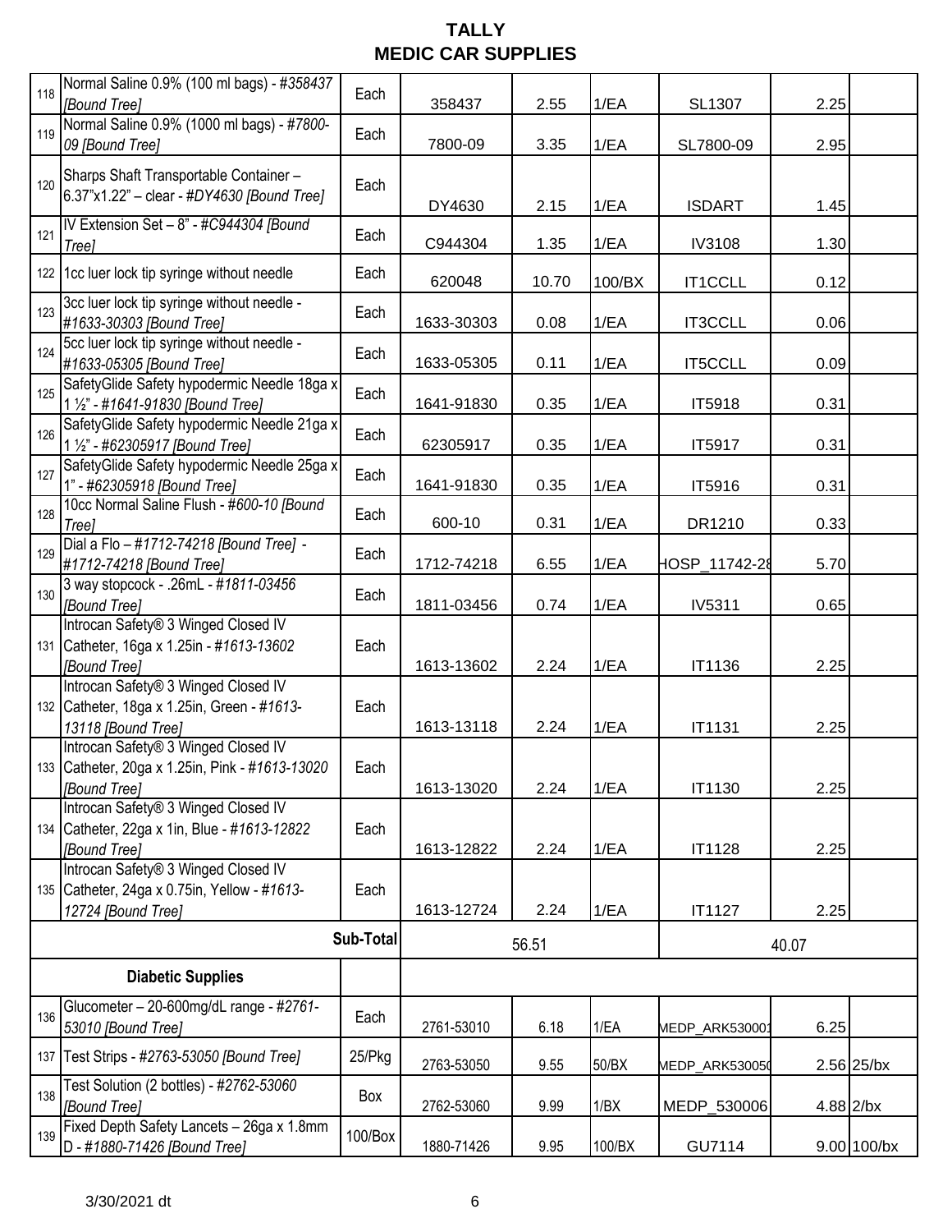# TALLY
## MEDIC CAR SUPPLIES

| # | Description | Unit | | | | | | |
|---|---|---|---|---|---|---|---|---|
| 118 | Normal Saline 0.9% (100 ml bags) - *#358437 [Bound Tree]* | Each | 358437 | 2.55 | 1/EA | SL1307 | 2.25 | |
| 119 | Normal Saline 0.9% (1000 ml bags) - *#7800-09 [Bound Tree]* | Each | 7800-09 | 3.35 | 1/EA | SL7800-09 | 2.95 | |
| 120 | Sharps Shaft Transportable Container – 6.37"x1.22" – clear - *#DY4630 [Bound Tree]* | Each | DY4630 | 2.15 | 1/EA | ISDART | 1.45 | |
| 121 | IV Extension Set – 8" - *#C944304 [Bound Tree]* | Each | C944304 | 1.35 | 1/EA | IV3108 | 1.30 | |
| 122 | 1cc luer lock tip syringe without needle | Each | 620048 | 10.70 | 100/BX | IT1CCLL | 0.12 | |
| 123 | 3cc luer lock tip syringe without needle - *#1633-30303 [Bound Tree]* | Each | 1633-30303 | 0.08 | 1/EA | IT3CCLL | 0.06 | |
| 124 | 5cc luer lock tip syringe without needle - *#1633-05305 [Bound Tree]* | Each | 1633-05305 | 0.11 | 1/EA | IT5CCLL | 0.09 | |
| 125 | SafetyGlide Safety hypodermic Needle 18ga x 1 ½" - *#1641-91830 [Bound Tree]* | Each | 1641-91830 | 0.35 | 1/EA | IT5918 | 0.31 | |
| 126 | SafetyGlide Safety hypodermic Needle 21ga x 1 ½" - *#62305917 [Bound Tree]* | Each | 62305917 | 0.35 | 1/EA | IT5917 | 0.31 | |
| 127 | SafetyGlide Safety hypodermic Needle 25ga x 1" - *#62305918 [Bound Tree]* | Each | 1641-91830 | 0.35 | 1/EA | IT5916 | 0.31 | |
| 128 | 10cc Normal Saline Flush - *#600-10 [Bound Tree]* | Each | 600-10 | 0.31 | 1/EA | DR1210 | 0.33 | |
| 129 | Dial a Flo – *#1712-74218 [Bound Tree]* - *#1712-74218 [Bound Tree]* | Each | 1712-74218 | 6.55 | 1/EA | HOSP_11742-28 | 5.70 | |
| 130 | 3 way stopcock - .26mL - *#1811-03456 [Bound Tree]* | Each | 1811-03456 | 0.74 | 1/EA | IV5311 | 0.65 | |
| 131 | Introcan Safety® 3 Winged Closed IV Catheter, 16ga x 1.25in - *#1613-13602 [Bound Tree]* | Each | 1613-13602 | 2.24 | 1/EA | IT1136 | 2.25 | |
| 132 | Introcan Safety® 3 Winged Closed IV Catheter, 18ga x 1.25in, Green - *#1613-13118 [Bound Tree]* | Each | 1613-13118 | 2.24 | 1/EA | IT1131 | 2.25 | |
| 133 | Introcan Safety® 3 Winged Closed IV Catheter, 20ga x 1.25in, Pink - *#1613-13020 [Bound Tree]* | Each | 1613-13020 | 2.24 | 1/EA | IT1130 | 2.25 | |
| 134 | Introcan Safety® 3 Winged Closed IV Catheter, 22ga x 1in, Blue - *#1613-12822 [Bound Tree]* | Each | 1613-12822 | 2.24 | 1/EA | IT1128 | 2.25 | |
| 135 | Introcan Safety® 3 Winged Closed IV Catheter, 24ga x 0.75in, Yellow - *#1613-12724 [Bound Tree]* | Each | 1613-12724 | 2.24 | 1/EA | IT1127 | 2.25 | |
| | | **Sub-Total** | | 56.51 | | | 40.07 | |
| | **Diabetic Supplies** | | | | | | | |
| 136 | Glucometer – 20-600mg/dL range - *#2761-53010 [Bound Tree]* | Each | 2761-53010 | 6.18 | 1/EA | MEDP_ARK530001 | 6.25 | |
| 137 | Test Strips - *#2763-53050 [Bound Tree]* | 25/Pkg | 2763-53050 | 9.55 | 50/BX | MEDP_ARK530050 | 2.56 | 25/bx |
| 138 | Test Solution (2 bottles) - *#2762-53060 [Bound Tree]* | Box | 2762-53060 | 9.99 | 1/BX | MEDP_530006 | 4.88 | 2/bx |
| 139 | Fixed Depth Safety Lancets – 26ga x 1.8mm D - *#1880-71426 [Bound Tree]* | 100/Box | 1880-71426 | 9.95 | 100/BX | GU7114 | 9.00 | 100/bx |

3/30/2021 dt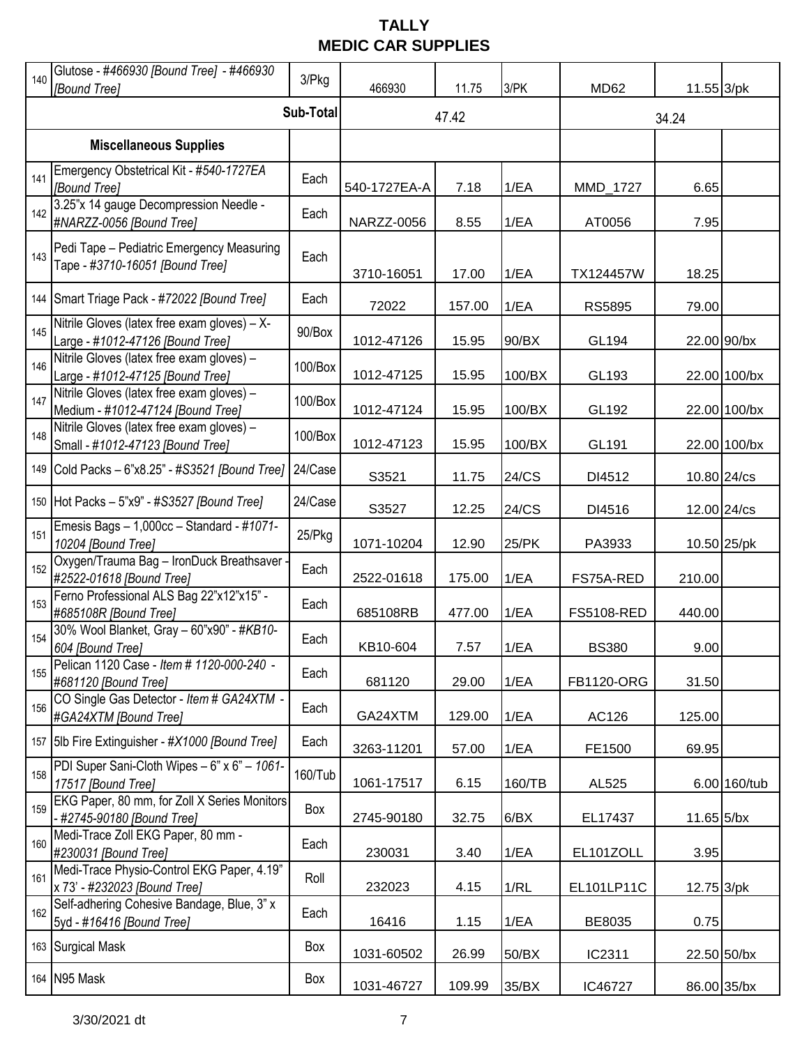# TALLY
## MEDIC CAR SUPPLIES

| | | | | | | | | |
|---|---|---|---|---|---|---|---|---|
| 140 | Glutose - *#466930 [Bound Tree] - #466930 [Bound Tree]* | 3/Pkg | 466930 | 11.75 | 3/PK | MD62 | 11.55 | 3/pk |
| | | **Sub-Total** | 47.42 | | | 34.24 | | |
| | **Miscellaneous Supplies** | | | | | | | |
| 141 | Emergency Obstetrical Kit - *#540-1727EA [Bound Tree]* | Each | 540-1727EA-A | 7.18 | 1/EA | MMD_1727 | 6.65 | |
| 142 | 3.25"x 14 gauge Decompression Needle - *#NARZZ-0056 [Bound Tree]* | Each | NARZZ-0056 | 8.55 | 1/EA | AT0056 | 7.95 | |
| 143 | Pedi Tape – Pediatric Emergency Measuring Tape - *#3710-16051 [Bound Tree]* | Each | 3710-16051 | 17.00 | 1/EA | TX124457W | 18.25 | |
| 144 | Smart Triage Pack - *#72022 [Bound Tree]* | Each | 72022 | 157.00 | 1/EA | RS5895 | 79.00 | |
| 145 | Nitrile Gloves (latex free exam gloves) – X-Large - *#1012-47126 [Bound Tree]* | 90/Box | 1012-47126 | 15.95 | 90/BX | GL194 | 22.00 | 90/bx |
| 146 | Nitrile Gloves (latex free exam gloves) – Large - *#1012-47125 [Bound Tree]* | 100/Box | 1012-47125 | 15.95 | 100/BX | GL193 | 22.00 | 100/bx |
| 147 | Nitrile Gloves (latex free exam gloves) – Medium - *#1012-47124 [Bound Tree]* | 100/Box | 1012-47124 | 15.95 | 100/BX | GL192 | 22.00 | 100/bx |
| 148 | Nitrile Gloves (latex free exam gloves) – Small - *#1012-47123 [Bound Tree]* | 100/Box | 1012-47123 | 15.95 | 100/BX | GL191 | 22.00 | 100/bx |
| 149 | Cold Packs – 6"x8.25" - *#S3521 [Bound Tree]* | 24/Case | S3521 | 11.75 | 24/CS | DI4512 | 10.80 | 24/cs |
| 150 | Hot Packs – 5"x9" - *#S3527 [Bound Tree]* | 24/Case | S3527 | 12.25 | 24/CS | DI4516 | 12.00 | 24/cs |
| 151 | Emesis Bags – 1,000cc – Standard - *#1071-10204 [Bound Tree]* | 25/Pkg | 1071-10204 | 12.90 | 25/PK | PA3933 | 10.50 | 25/pk |
| 152 | Oxygen/Trauma Bag – IronDuck Breathsaver - *#2522-01618 [Bound Tree]* | Each | 2522-01618 | 175.00 | 1/EA | FS75A-RED | 210.00 | |
| 153 | Ferno Professional ALS Bag 22"x12"x15" - *#685108R [Bound Tree]* | Each | 685108RB | 477.00 | 1/EA | FS5108-RED | 440.00 | |
| 154 | 30% Wool Blanket, Gray – 60"x90" - *#KB10-604 [Bound Tree]* | Each | KB10-604 | 7.57 | 1/EA | BS380 | 9.00 | |
| 155 | Pelican 1120 Case - *Item # 1120-000-240 - #681120 [Bound Tree]* | Each | 681120 | 29.00 | 1/EA | FB1120-ORG | 31.50 | |
| 156 | CO Single Gas Detector - *Item # GA24XTM - #GA24XTM [Bound Tree]* | Each | GA24XTM | 129.00 | 1/EA | AC126 | 125.00 | |
| 157 | 5lb Fire Extinguisher - *#X1000 [Bound Tree]* | Each | 3263-11201 | 57.00 | 1/EA | FE1500 | 69.95 | |
| 158 | PDI Super Sani-Cloth Wipes – 6" x 6" – *1061-17517 [Bound Tree]* | 160/Tub | 1061-17517 | 6.15 | 160/TB | AL525 | 6.00 | 160/tub |
| 159 | EKG Paper, 80 mm, for Zoll X Series Monitors - *#2745-90180 [Bound Tree]* | Box | 2745-90180 | 32.75 | 6/BX | EL17437 | 11.65 | 5/bx |
| 160 | Medi-Trace Zoll EKG Paper, 80 mm - *#230031 [Bound Tree]* | Each | 230031 | 3.40 | 1/EA | EL101ZOLL | 3.95 | |
| 161 | Medi-Trace Physio-Control EKG Paper, 4.19" x 73' - *#232023 [Bound Tree]* | Roll | 232023 | 4.15 | 1/RL | EL101LP11C | 12.75 | 3/pk |
| 162 | Self-adhering Cohesive Bandage, Blue, 3" x 5yd - *#16416 [Bound Tree]* | Each | 16416 | 1.15 | 1/EA | BE8035 | 0.75 | |
| 163 | Surgical Mask | Box | 1031-60502 | 26.99 | 50/BX | IC2311 | 22.50 | 50/bx |
| 164 | N95 Mask | Box | 1031-46727 | 109.99 | 35/BX | IC46727 | 86.00 | 35/bx |

3/30/2021 dt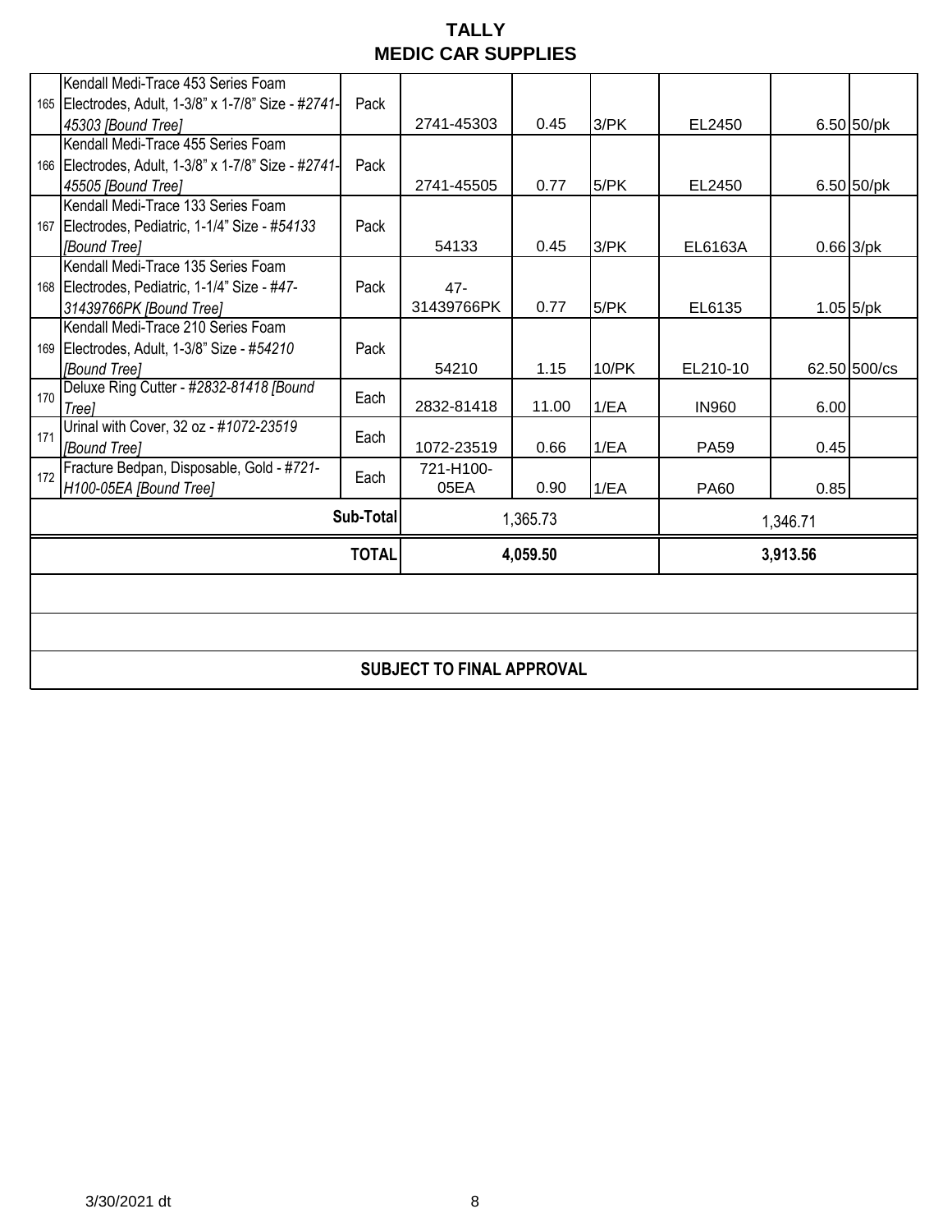# TALLY
## MEDIC CAR SUPPLIES

| | | | | | | | | |
|---|---|---|---|---|---|---|---|---|
| 165 | Kendall Medi-Trace 453 Series Foam Electrodes, Adult, 1-3/8" x 1-7/8" Size - #*2741-45303 [Bound Tree]* | Pack | 2741-45303 | 0.45 | 3/PK | EL2450 | 6.50 | 50/pk |
| 166 | Kendall Medi-Trace 455 Series Foam Electrodes, Adult, 1-3/8" x 1-7/8" Size - #*2741-45505 [Bound Tree]* | Pack | 2741-45505 | 0.77 | 5/PK | EL2450 | 6.50 | 50/pk |
| 167 | Kendall Medi-Trace 133 Series Foam Electrodes, Pediatric, 1-1/4" Size - #*54133 [Bound Tree]* | Pack | 54133 | 0.45 | 3/PK | EL6163A | 0.66 | 3/pk |
| 168 | Kendall Medi-Trace 135 Series Foam Electrodes, Pediatric, 1-1/4" Size - #*47-31439766PK [Bound Tree]* | Pack | 47-31439766PK | 0.77 | 5/PK | EL6135 | 1.05 | 5/pk |
| 169 | Kendall Medi-Trace 210 Series Foam Electrodes, Adult, 1-3/8" Size - #*54210 [Bound Tree]* | Pack | 54210 | 1.15 | 10/PK | EL210-10 | 62.50 | 500/cs |
| 170 | Deluxe Ring Cutter - #*2832-81418 [Bound Tree]* | Each | 2832-81418 | 11.00 | 1/EA | IN960 | 6.00 | |
| 171 | Urinal with Cover, 32 oz - #*1072-23519 [Bound Tree]* | Each | 1072-23519 | 0.66 | 1/EA | PA59 | 0.45 | |
| 172 | Fracture Bedpan, Disposable, Gold - #*721-H100-05EA [Bound Tree]* | Each | 721-H100-05EA | 0.90 | 1/EA | PA60 | 0.85 | |
| | | **Sub-Total** | 1,365.73 | | | 1,346.71 | | |
| | | **TOTAL** | **4,059.50** | | | **3,913.56** | | |

**SUBJECT TO FINAL APPROVAL**

3/30/2021 dt